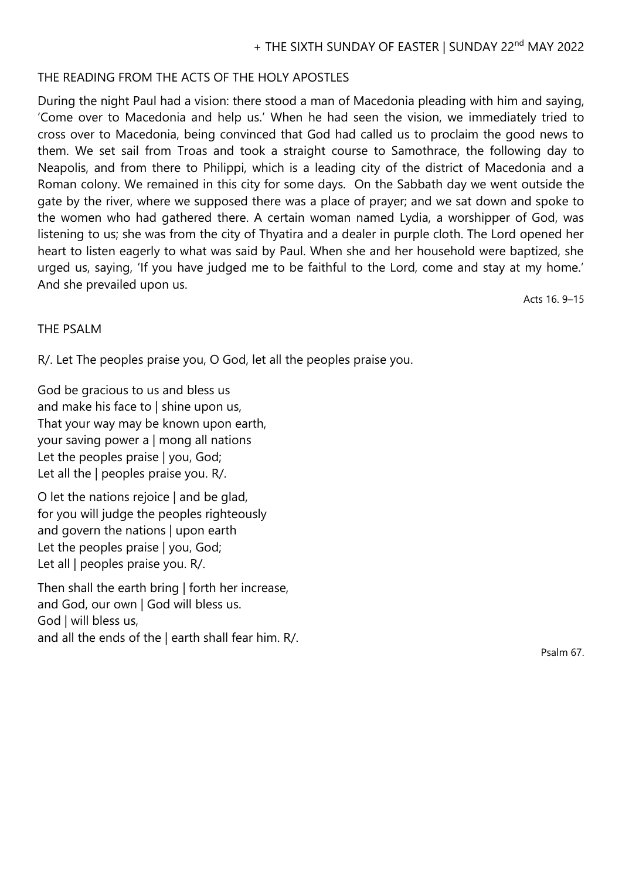+ THE SIXTH SUNDAY OF EASTER | SUNDAY 22nd MAY 2022

## THE READING FROM THE ACTS OF THE HOLY APOSTLES

During the night Paul had a vision: there stood a man of Macedonia pleading with him and saying, 'Come over to Macedonia and help us.' When he had seen the vision, we immediately tried to cross over to Macedonia, being convinced that God had called us to proclaim the good news to them. We set sail from Troas and took a straight course to Samothrace, the following day to Neapolis, and from there to Philippi, which is a leading city of the district of Macedonia and a Roman colony. We remained in this city for some days. On the Sabbath day we went outside the gate by the river, where we supposed there was a place of prayer; and we sat down and spoke to the women who had gathered there. A certain woman named Lydia, a worshipper of God, was listening to us; she was from the city of Thyatira and a dealer in purple cloth. The Lord opened her heart to listen eagerly to what was said by Paul. When she and her household were baptized, she urged us, saying, 'If you have judged me to be faithful to the Lord, come and stay at my home.' And she prevailed upon us.

Acts 16. 9–15

## THE PSALM

R/. Let The peoples praise you, O God, let all the peoples praise you.

God be gracious to us and bless us  
and make his face to | shine upon us,  
That your way may be known upon earth,  
your saving power a | mong all nations  
Let the peoples praise | you, God;  
Let all the | peoples praise you. R/.

O let the nations rejoice | and be glad,  
for you will judge the peoples righteously  
and govern the nations | upon earth  
Let the peoples praise | you, God;  
Let all | peoples praise you. R/.

Then shall the earth bring | forth her increase,  
and God, our own | God will bless us.  
God | will bless us,  
and all the ends of the | earth shall fear him. R/.

Psalm 67.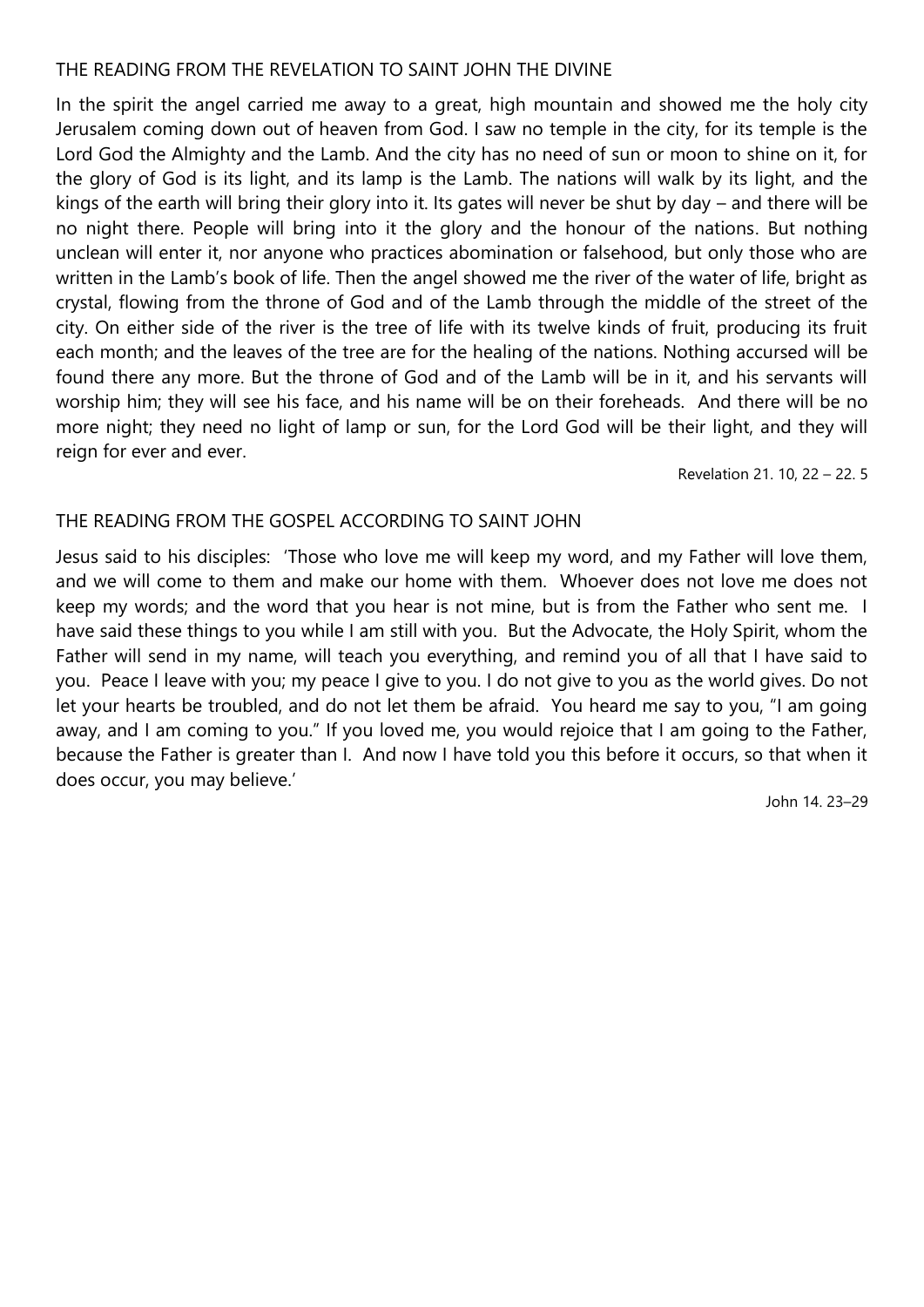## THE READING FROM THE REVELATION TO SAINT JOHN THE DIVINE

In the spirit the angel carried me away to a great, high mountain and showed me the holy city Jerusalem coming down out of heaven from God. I saw no temple in the city, for its temple is the Lord God the Almighty and the Lamb. And the city has no need of sun or moon to shine on it, for the glory of God is its light, and its lamp is the Lamb. The nations will walk by its light, and the kings of the earth will bring their glory into it. Its gates will never be shut by day – and there will be no night there. People will bring into it the glory and the honour of the nations. But nothing unclean will enter it, nor anyone who practices abomination or falsehood, but only those who are written in the Lamb's book of life. Then the angel showed me the river of the water of life, bright as crystal, flowing from the throne of God and of the Lamb through the middle of the street of the city. On either side of the river is the tree of life with its twelve kinds of fruit, producing its fruit each month; and the leaves of the tree are for the healing of the nations. Nothing accursed will be found there any more. But the throne of God and of the Lamb will be in it, and his servants will worship him; they will see his face, and his name will be on their foreheads. And there will be no more night; they need no light of lamp or sun, for the Lord God will be their light, and they will reign for ever and ever.

Revelation 21. 10, 22 – 22. 5

## THE READING FROM THE GOSPEL ACCORDING TO SAINT JOHN

Jesus said to his disciples: 'Those who love me will keep my word, and my Father will love them, and we will come to them and make our home with them. Whoever does not love me does not keep my words; and the word that you hear is not mine, but is from the Father who sent me. I have said these things to you while I am still with you. But the Advocate, the Holy Spirit, whom the Father will send in my name, will teach you everything, and remind you of all that I have said to you. Peace I leave with you; my peace I give to you. I do not give to you as the world gives. Do not let your hearts be troubled, and do not let them be afraid. You heard me say to you, "I am going away, and I am coming to you." If you loved me, you would rejoice that I am going to the Father, because the Father is greater than I. And now I have told you this before it occurs, so that when it does occur, you may believe.'

John 14. 23–29